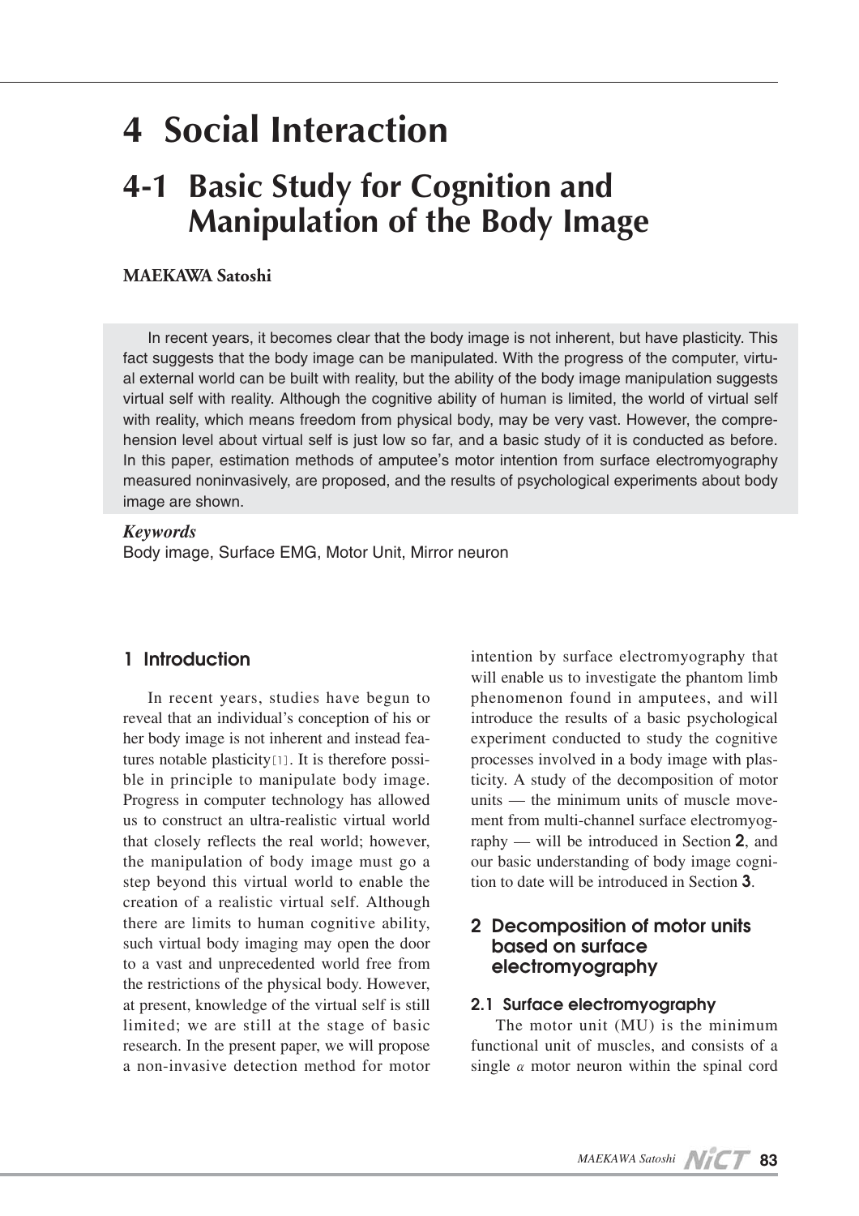# 4 Social Interaction

# 4-1 Basic Study for Cognition and Manipulation of the Body Image

**MAEKAWA Satoshi**

In recent years, it becomes clear that the body image is not inherent, but have plasticity. This fact suggests that the body image can be manipulated. With the progress of the computer, virtual external world can be built with reality, but the ability of the body image manipulation suggests virtual self with reality. Although the cognitive ability of human is limited, the world of virtual self with reality, which means freedom from physical body, may be very vast. However, the comprehension level about virtual self is just low so far, and a basic study of it is conducted as before. In this paper, estimation methods of amputee's motor intention from surface electromyography measured noninvasively, are proposed, and the results of psychological experiments about body image are shown.

***Keywords***
Body image, Surface EMG, Motor Unit, Mirror neuron

## 1 Introduction

In recent years, studies have begun to reveal that an individual's conception of his or her body image is not inherent and instead features notable plasticity[1]. It is therefore possible in principle to manipulate body image. Progress in computer technology has allowed us to construct an ultra-realistic virtual world that closely reflects the real world; however, the manipulation of body image must go a step beyond this virtual world to enable the creation of a realistic virtual self. Although there are limits to human cognitive ability, such virtual body imaging may open the door to a vast and unprecedented world free from the restrictions of the physical body. However, at present, knowledge of the virtual self is still limited; we are still at the stage of basic research. In the present paper, we will propose a non-invasive detection method for motor intention by surface electromyography that will enable us to investigate the phantom limb phenomenon found in amputees, and will introduce the results of a basic psychological experiment conducted to study the cognitive processes involved in a body image with plasticity. A study of the decomposition of motor units — the minimum units of muscle movement from multi-channel surface electromyography — will be introduced in Section **2**, and our basic understanding of body image cognition to date will be introduced in Section **3**.

## 2 Decomposition of motor units based on surface electromyography

### 2.1 Surface electromyography

The motor unit (MU) is the minimum functional unit of muscles, and consists of a single $\alpha$ motor neuron within the spinal cord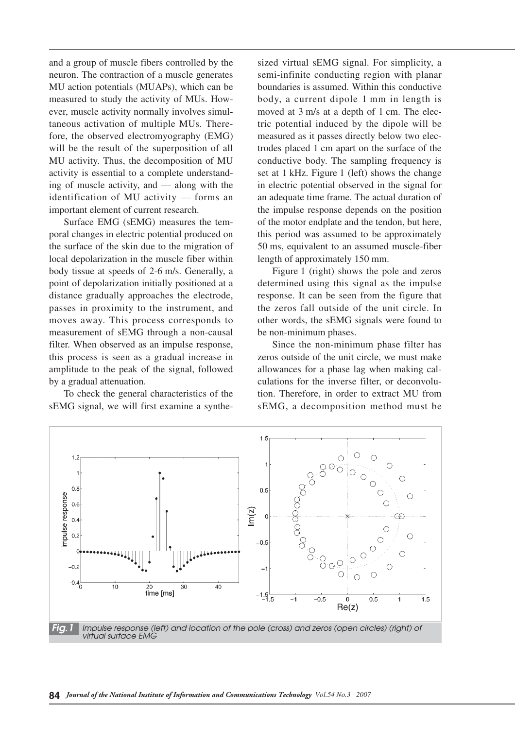and a group of muscle fibers controlled by the neuron. The contraction of a muscle generates MU action potentials (MUAPs), which can be measured to study the activity of MUs. However, muscle activity normally involves simultaneous activation of multiple MUs. Therefore, the observed electromyography (EMG) will be the result of the superposition of all MU activity. Thus, the decomposition of MU activity is essential to a complete understanding of muscle activity, and — along with the identification of MU activity — forms an important element of current research.

Surface EMG (sEMG) measures the temporal changes in electric potential produced on the surface of the skin due to the migration of local depolarization in the muscle fiber within body tissue at speeds of 2-6 m/s. Generally, a point of depolarization initially positioned at a distance gradually approaches the electrode, passes in proximity to the instrument, and moves away. This process corresponds to measurement of sEMG through a non-causal filter. When observed as an impulse response, this process is seen as a gradual increase in amplitude to the peak of the signal, followed by a gradual attenuation.

To check the general characteristics of the sEMG signal, we will first examine a synthesized virtual sEMG signal. For simplicity, a semi-infinite conducting region with planar boundaries is assumed. Within this conductive body, a current dipole 1 mm in length is moved at 3 m/s at a depth of 1 cm. The electric potential induced by the dipole will be measured as it passes directly below two electrodes placed 1 cm apart on the surface of the conductive body. The sampling frequency is set at 1 kHz. Figure 1 (left) shows the change in electric potential observed in the signal for an adequate time frame. The actual duration of the impulse response depends on the position of the motor endplate and the tendon, but here, this period was assumed to be approximately 50 ms, equivalent to an assumed muscle-fiber length of approximately 150 mm.

Figure 1 (right) shows the pole and zeros determined using this signal as the impulse response. It can be seen from the figure that the zeros fall outside of the unit circle. In other words, the sEMG signals were found to be non-minimum phases.

Since the non-minimum phase filter has zeros outside of the unit circle, we must make allowances for a phase lag when making calculations for the inverse filter, or deconvolution. Therefore, in order to extract MU from sEMG, a decomposition method must be

**Fig.1** Impulse response (left) and location of the pole (cross) and zeros (open circles) (right) of virtual surface EMG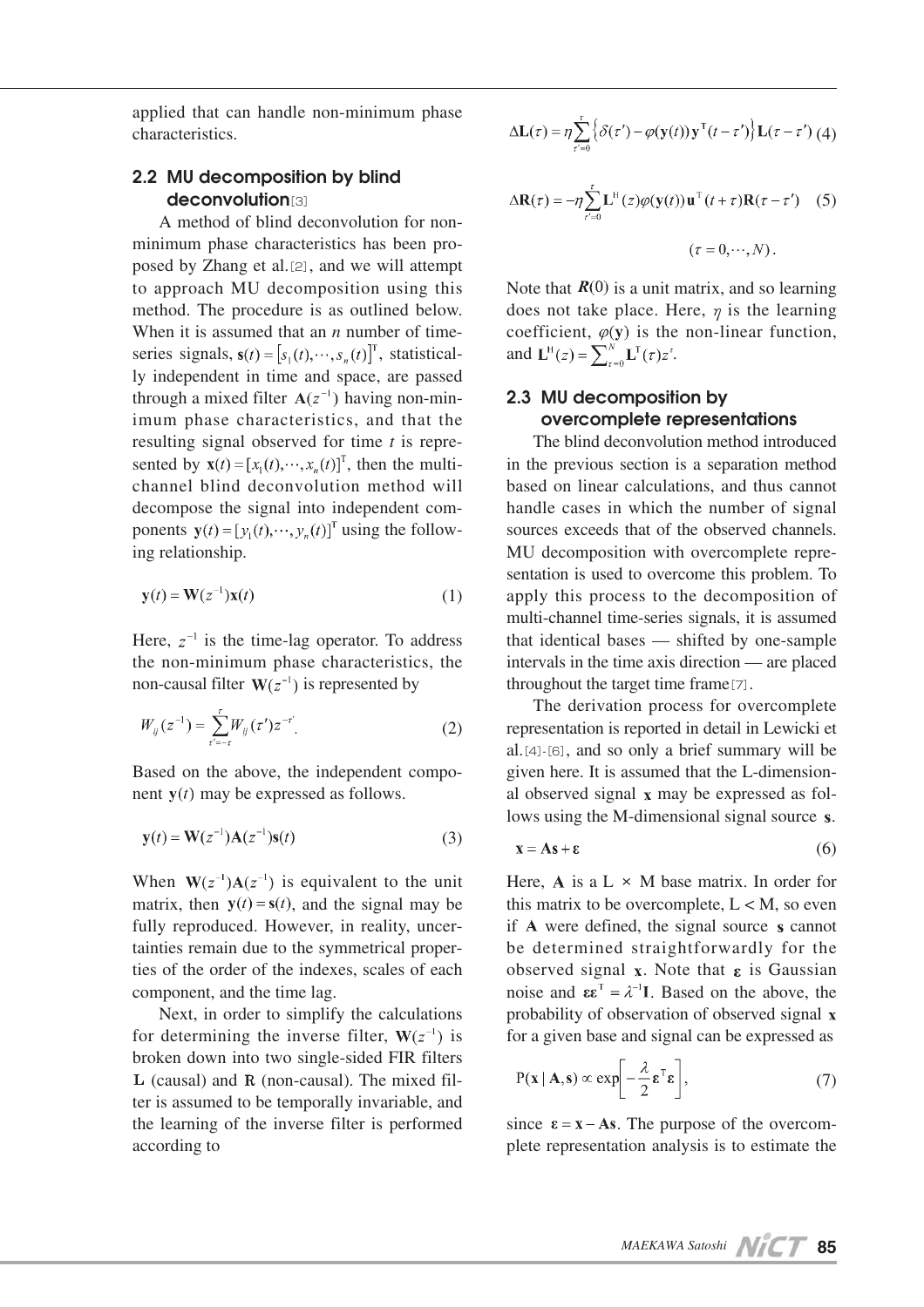applied that can handle non-minimum phase characteristics.

## 2.2 MU decomposition by blind deconvolution[3]

A method of blind deconvolution for non-minimum phase characteristics has been proposed by Zhang et al.[2], and we will attempt to approach MU decomposition using this method. The procedure is as outlined below. When it is assumed that an $n$ number of time-series signals, $\mathbf{s}(t) = [s_1(t), \cdots, s_n(t)]^{\mathrm{T}}$, statistically independent in time and space, are passed through a mixed filter $\mathbf{A}(z^{-1})$ having non-minimum phase characteristics, and that the resulting signal observed for time $t$ is represented by $\mathbf{x}(t) = [x_1(t), \cdots, x_n(t)]^{\mathrm{T}}$, then the multi-channel blind deconvolution method will decompose the signal into independent components $\mathbf{y}(t) = [y_1(t), \cdots, y_n(t)]^{\mathrm{T}}$ using the following relationship.

$$\mathbf{y}(t) = \mathbf{W}(z^{-1})\mathbf{x}(t) \tag{1}$$

Here, $z^{-1}$ is the time-lag operator. To address the non-minimum phase characteristics, the non-causal filter $\mathbf{W}(z^{-1})$ is represented by

$$W_{ij}(z^{-1}) = \sum_{\tau'=-\tau}^{\tau} W_{ij}(\tau')z^{-\tau'}. \tag{2}$$

Based on the above, the independent component $\mathbf{y}(t)$ may be expressed as follows.

$$\mathbf{y}(t) = \mathbf{W}(z^{-1})\mathbf{A}(z^{-1})\mathbf{s}(t) \tag{3}$$

When $\mathbf{W}(z^{-1})\mathbf{A}(z^{-1})$ is equivalent to the unit matrix, then $\mathbf{y}(t) = \mathbf{s}(t)$, and the signal may be fully reproduced. However, in reality, uncertainties remain due to the symmetrical properties of the order of the indexes, scales of each component, and the time lag.

Next, in order to simplify the calculations for determining the inverse filter, $\mathbf{W}(z^{-1})$ is broken down into two single-sided FIR filters $\mathbf{L}$ (causal) and $\mathbf{R}$ (non-causal). The mixed filter is assumed to be temporally invariable, and the learning of the inverse filter is performed according to

$$\Delta\mathbf{L}(\tau) = \eta \sum_{\tau'=0}^{\tau} \left\{ \delta(\tau') - \varphi(\mathbf{y}(t))\mathbf{y}^{\mathrm{T}}(t-\tau') \right\} \mathbf{L}(\tau - \tau') \tag{4}$$

$$\Delta\mathbf{R}(\tau) = -\eta \sum_{\tau'=0}^{\tau} \mathbf{L}^{\mathrm{H}}(z)\varphi(\mathbf{y}(t))\mathbf{u}^{\mathrm{T}}(t+\tau)\mathbf{R}(\tau - \tau') \tag{5}$$

$$(\tau = 0, \cdots, N).$$

Note that $\boldsymbol{R}(0)$ is a unit matrix, and so learning does not take place. Here, $\eta$ is the learning coefficient, $\varphi(\mathbf{y})$ is the non-linear function, and $\mathbf{L}^{\mathrm{H}}(z) = \sum_{\tau=0}^{N} \mathbf{L}^{\mathrm{T}}(\tau)z^{\tau}$.

## 2.3 MU decomposition by overcomplete representations

The blind deconvolution method introduced in the previous section is a separation method based on linear calculations, and thus cannot handle cases in which the number of signal sources exceeds that of the observed channels. MU decomposition with overcomplete representation is used to overcome this problem. To apply this process to the decomposition of multi-channel time-series signals, it is assumed that identical bases — shifted by one-sample intervals in the time axis direction — are placed throughout the target time frame[7].

The derivation process for overcomplete representation is reported in detail in Lewicki et al.[4]-[6], and so only a brief summary will be given here. It is assumed that the L-dimensional observed signal $\mathbf{x}$ may be expressed as follows using the M-dimensional signal source $\mathbf{s}$.

$$\mathbf{x} = \mathbf{A}\mathbf{s} + \boldsymbol{\varepsilon} \tag{6}$$

Here, $\mathbf{A}$ is a L × M base matrix. In order for this matrix to be overcomplete, L < M, so even if $\mathbf{A}$ were defined, the signal source $\mathbf{s}$ cannot be determined straightforwardly for the observed signal $\mathbf{x}$. Note that $\boldsymbol{\varepsilon}$ is Gaussian noise and $\boldsymbol{\varepsilon}\boldsymbol{\varepsilon}^{\mathrm{T}} = \lambda^{-1}\mathbf{I}$. Based on the above, the probability of observation of observed signal $\mathbf{x}$ for a given base and signal can be expressed as

$$\mathrm{P}(\mathbf{x} \mid \mathbf{A}, \mathbf{s}) \propto \exp\left[ -\frac{\lambda}{2} \boldsymbol{\varepsilon}^{\mathrm{T}} \boldsymbol{\varepsilon} \right], \tag{7}$$

since $\boldsymbol{\varepsilon} = \mathbf{x} - \mathbf{A}\mathbf{s}$. The purpose of the overcomplete representation analysis is to estimate the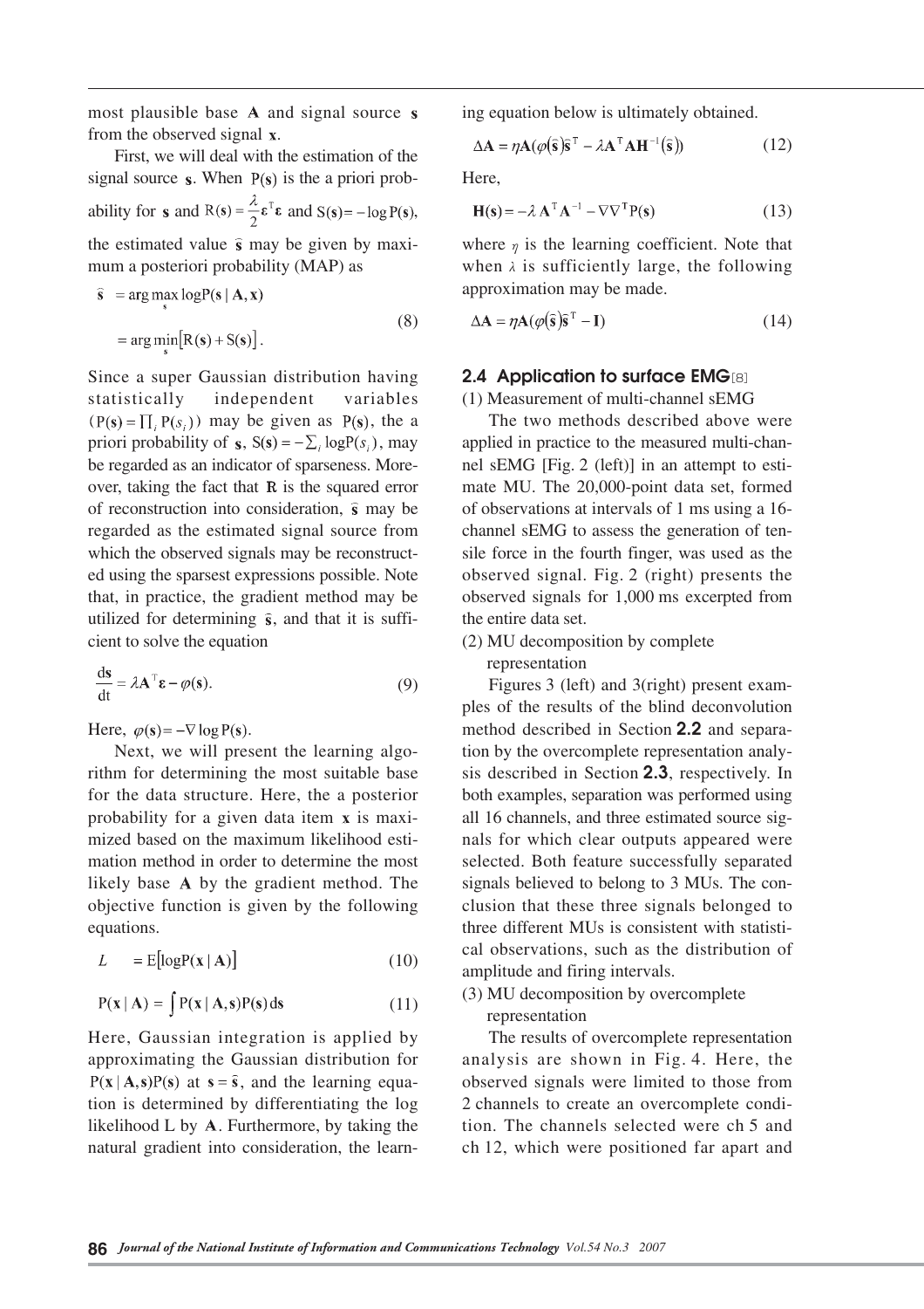most plausible base $\mathbf{A}$ and signal source $\mathbf{s}$ from the observed signal $\mathbf{x}$.

First, we will deal with the estimation of the signal source $\mathbf{s}$. When $\mathrm{P}(\mathbf{s})$ is the a priori probability for $\mathbf{s}$ and $\mathrm{R}(\mathbf{s}) = \frac{\lambda}{2}\boldsymbol{\varepsilon}^{\mathrm{T}}\boldsymbol{\varepsilon}$ and $\mathrm{S}(\mathbf{s}) = -\log \mathrm{P}(\mathbf{s})$, the estimated value $\hat{\mathbf{s}}$ may be given by maximum a posteriori probability (MAP) as

$$
\begin{aligned}
\hat{\mathbf{s}} &= \arg\max_{\mathbf{s}} \log \mathrm{P}(\mathbf{s} \mid \mathbf{A}, \mathbf{x}) \\
&= \arg\min_{\mathbf{s}} \left[\mathrm{R}(\mathbf{s}) + \mathrm{S}(\mathbf{s})\right].
\end{aligned} \tag{8}
$$

Since a super Gaussian distribution having statistically independent variables ($\mathrm{P}(\mathbf{s}) = \prod_i \mathrm{P}(s_i)$) may be given as $\mathrm{P}(\mathbf{s})$, the a priori probability of $\mathbf{s}$, $\mathrm{S}(\mathbf{s}) = -\sum_i \log \mathrm{P}(s_i)$, may be regarded as an indicator of sparseness. Moreover, taking the fact that $\mathrm{R}$ is the squared error of reconstruction into consideration, $\hat{\mathbf{s}}$ may be regarded as the estimated signal source from which the observed signals may be reconstructed using the sparsest expressions possible. Note that, in practice, the gradient method may be utilized for determining $\hat{\mathbf{s}}$, and that it is sufficient to solve the equation

$$
\frac{d\mathbf{s}}{dt} = \lambda \mathbf{A}^{\mathrm{T}}\boldsymbol{\varepsilon} - \varphi(\mathbf{s}). \tag{9}
$$

Here, $\varphi(\mathbf{s}) = -\nabla \log \mathrm{P}(\mathbf{s})$.

Next, we will present the learning algorithm for determining the most suitable base for the data structure. Here, the a posterior probability for a given data item $\mathbf{x}$ is maximized based on the maximum likelihood estimation method in order to determine the most likely base $\mathbf{A}$ by the gradient method. The objective function is given by the following equations.

$$
L = \mathrm{E}\left[\log \mathrm{P}(\mathbf{x} \mid \mathbf{A})\right] \tag{10}
$$

$$
\mathrm{P}(\mathbf{x} \mid \mathbf{A}) = \int \mathrm{P}(\mathbf{x} \mid \mathbf{A}, \mathbf{s}) \mathrm{P}(\mathbf{s}) d\mathbf{s} \tag{11}
$$

Here, Gaussian integration is applied by approximating the Gaussian distribution for $\mathrm{P}(\mathbf{x} \mid \mathbf{A}, \mathbf{s})\mathrm{P}(\mathbf{s})$ at $\mathbf{s} = \hat{\mathbf{s}}$, and the learning equation is determined by differentiating the log likelihood L by $\mathbf{A}$. Furthermore, by taking the natural gradient into consideration, the learning equation below is ultimately obtained.

$$
\Delta\mathbf{A} = \eta \mathbf{A}\left(\varphi(\hat{\mathbf{s}})\hat{\mathbf{s}}^{\mathrm{T}} - \lambda \mathbf{A}^{\mathrm{T}}\mathbf{A}\mathbf{H}^{-1}(\hat{\mathbf{s}})\right) \tag{12}
$$

Here,

$$
\mathbf{H}(\mathbf{s}) = -\lambda \mathbf{A}^{\mathrm{T}}\mathbf{A}^{-1} - \nabla\nabla^{\mathrm{T}}\mathrm{P}(\mathbf{s}) \tag{13}
$$

where $\eta$ is the learning coefficient. Note that when $\lambda$ is sufficiently large, the following approximation may be made.

$$
\Delta\mathbf{A} = \eta \mathbf{A}\left(\varphi(\hat{\mathbf{s}})\hat{\mathbf{s}}^{\mathrm{T}} - \mathbf{I}\right) \tag{14}
$$

### 2.4 Application to surface EMG[8]

(1) Measurement of multi-channel sEMG

The two methods described above were applied in practice to the measured multi-channel sEMG [Fig. 2 (left)] in an attempt to estimate MU. The 20,000-point data set, formed of observations at intervals of 1 ms using a 16-channel sEMG to assess the generation of tensile force in the fourth finger, was used as the observed signal. Fig. 2 (right) presents the observed signals for 1,000 ms excerpted from the entire data set.

(2) MU decomposition by complete representation

Figures 3 (left) and 3(right) present examples of the results of the blind deconvolution method described in Section **2.2** and separation by the overcomplete representation analysis described in Section **2.3**, respectively. In both examples, separation was performed using all 16 channels, and three estimated source signals for which clear outputs appeared were selected. Both feature successfully separated signals believed to belong to 3 MUs. The conclusion that these three signals belonged to three different MUs is consistent with statistical observations, such as the distribution of amplitude and firing intervals.

(3) MU decomposition by overcomplete representation

The results of overcomplete representation analysis are shown in Fig. 4. Here, the observed signals were limited to those from 2 channels to create an overcomplete condition. The channels selected were ch 5 and ch 12, which were positioned far apart and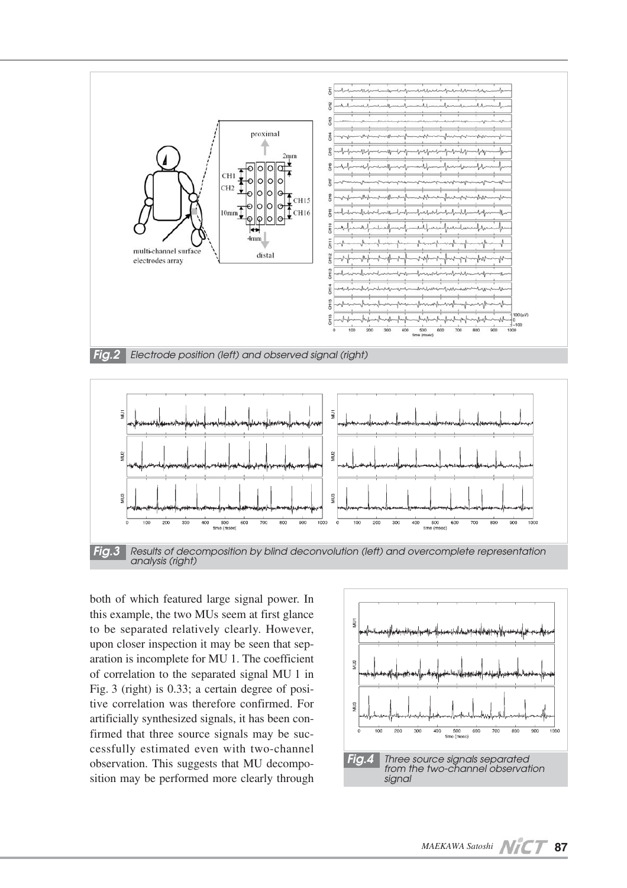Fig.2 Electrode position (left) and observed signal (right)

Fig.3 Results of decomposition by blind deconvolution (left) and overcomplete representation analysis (right)

both of which featured large signal power. In this example, the two MUs seem at first glance to be separated relatively clearly. However, upon closer inspection it may be seen that separation is incomplete for MU 1. The coefficient of correlation to the separated signal MU 1 in Fig. 3 (right) is 0.33; a certain degree of positive correlation was therefore confirmed. For artificially synthesized signals, it has been confirmed that three source signals may be successfully estimated even with two-channel observation. This suggests that MU decomposition may be performed more clearly through

Fig.4 Three source signals separated from the two-channel observation signal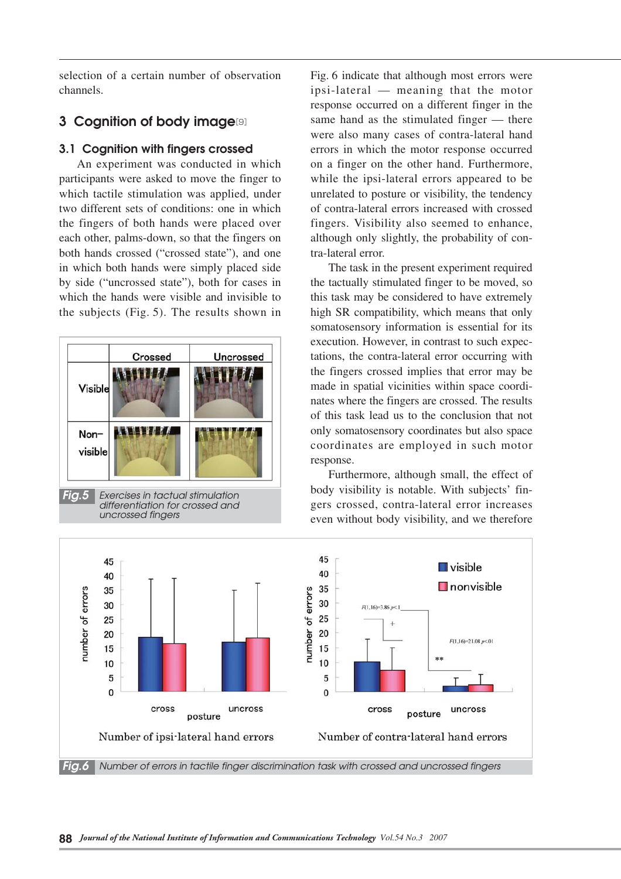selection of a certain number of observation channels.

## 3 Cognition of body image[9]

### 3.1 Cognition with fingers crossed

An experiment was conducted in which participants were asked to move the finger to which tactile stimulation was applied, under two different sets of conditions: one in which the fingers of both hands were placed over each other, palms-down, so that the fingers on both hands crossed ("crossed state"), and one in which both hands were simply placed side by side ("uncrossed state"), both for cases in which the hands were visible and invisible to the subjects (Fig. 5). The results shown in Fig. 6 indicate that although most errors were ipsi-lateral — meaning that the motor response occurred on a different finger in the same hand as the stimulated finger — there were also many cases of contra-lateral hand errors in which the motor response occurred on a finger on the other hand. Furthermore, while the ipsi-lateral errors appeared to be unrelated to posture or visibility, the tendency of contra-lateral errors increased with crossed fingers. Visibility also seemed to enhance, although only slightly, the probability of contra-lateral error.

*Fig.5* Exercises in tactual stimulation differentiation for crossed and uncrossed fingers

The task in the present experiment required the tactually stimulated finger to be moved, so this task may be considered to have extremely high SR compatibility, which means that only somatosensory information is essential for its execution. However, in contrast to such expectations, the contra-lateral error occurring with the fingers crossed implies that error may be made in spatial vicinities within space coordinates where the fingers are crossed. The results of this task lead us to the conclusion that not only somatosensory coordinates but also space coordinates are employed in such motor response.

Furthermore, although small, the effect of body visibility is notable. With subjects' fingers crossed, contra-lateral error increases even without body visibility, and we therefore

*Fig.6* Number of errors in tactile finger discrimination task with crossed and uncrossed fingers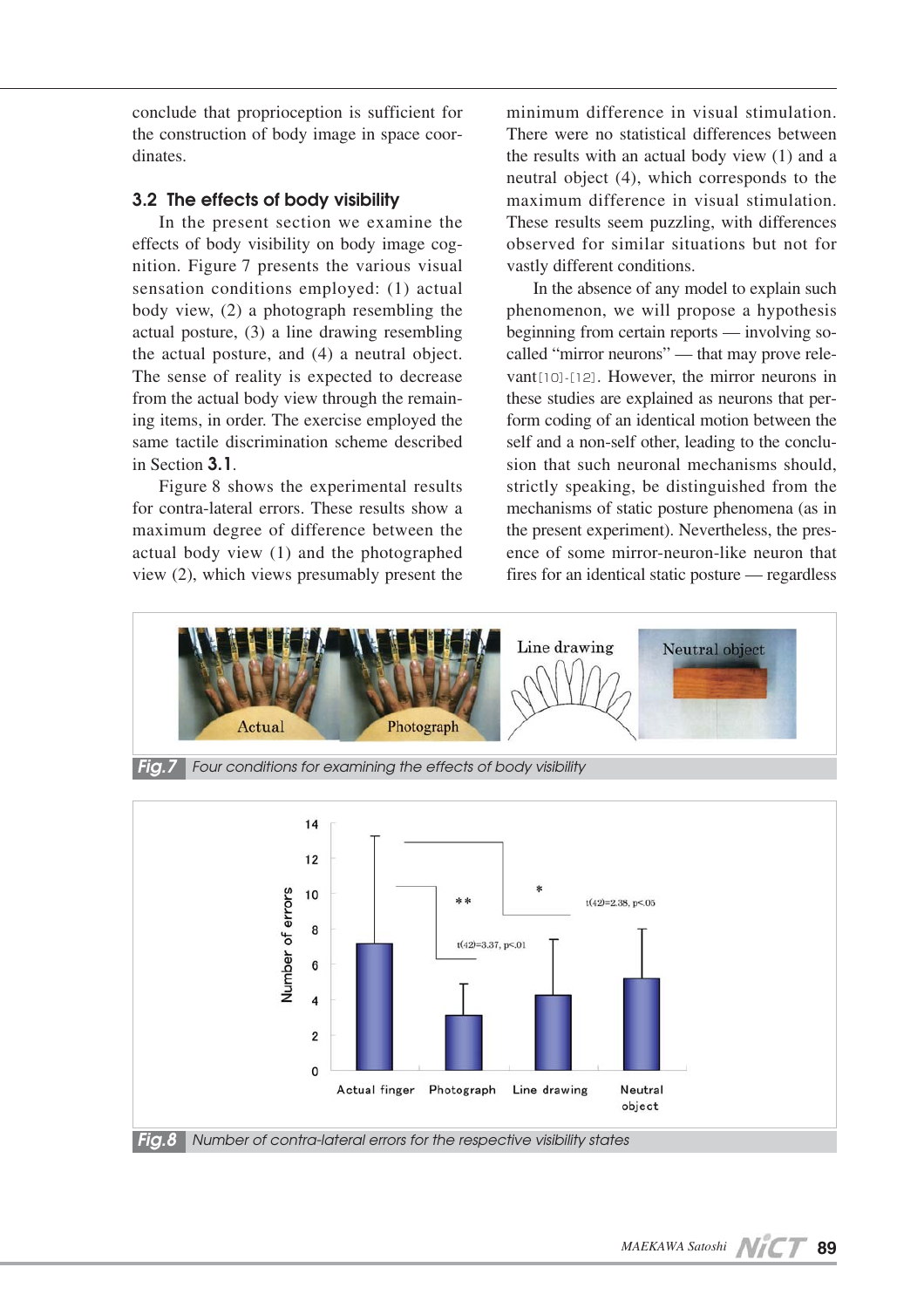conclude that proprioception is sufficient for the construction of body image in space coordinates.

### 3.2 The effects of body visibility

In the present section we examine the effects of body visibility on body image cognition. Figure 7 presents the various visual sensation conditions employed: (1) actual body view, (2) a photograph resembling the actual posture, (3) a line drawing resembling the actual posture, and (4) a neutral object. The sense of reality is expected to decrease from the actual body view through the remaining items, in order. The exercise employed the same tactile discrimination scheme described in Section **3.1**.

Figure 8 shows the experimental results for contra-lateral errors. These results show a maximum degree of difference between the actual body view (1) and the photographed view (2), which views presumably present the minimum difference in visual stimulation. There were no statistical differences between the results with an actual body view (1) and a neutral object (4), which corresponds to the maximum difference in visual stimulation. These results seem puzzling, with differences observed for similar situations but not for vastly different conditions.

In the absence of any model to explain such phenomenon, we will propose a hypothesis beginning from certain reports — involving so-called "mirror neurons" — that may prove relevant[10]-[12]. However, the mirror neurons in these studies are explained as neurons that perform coding of an identical motion between the self and a non-self other, leading to the conclusion that such neuronal mechanisms should, strictly speaking, be distinguished from the mechanisms of static posture phenomena (as in the present experiment). Nevertheless, the presence of some mirror-neuron-like neuron that fires for an identical static posture — regardless

*Fig.7* *Four conditions for examining the effects of body visibility*

*Fig.8* *Number of contra-lateral errors for the respective visibility states*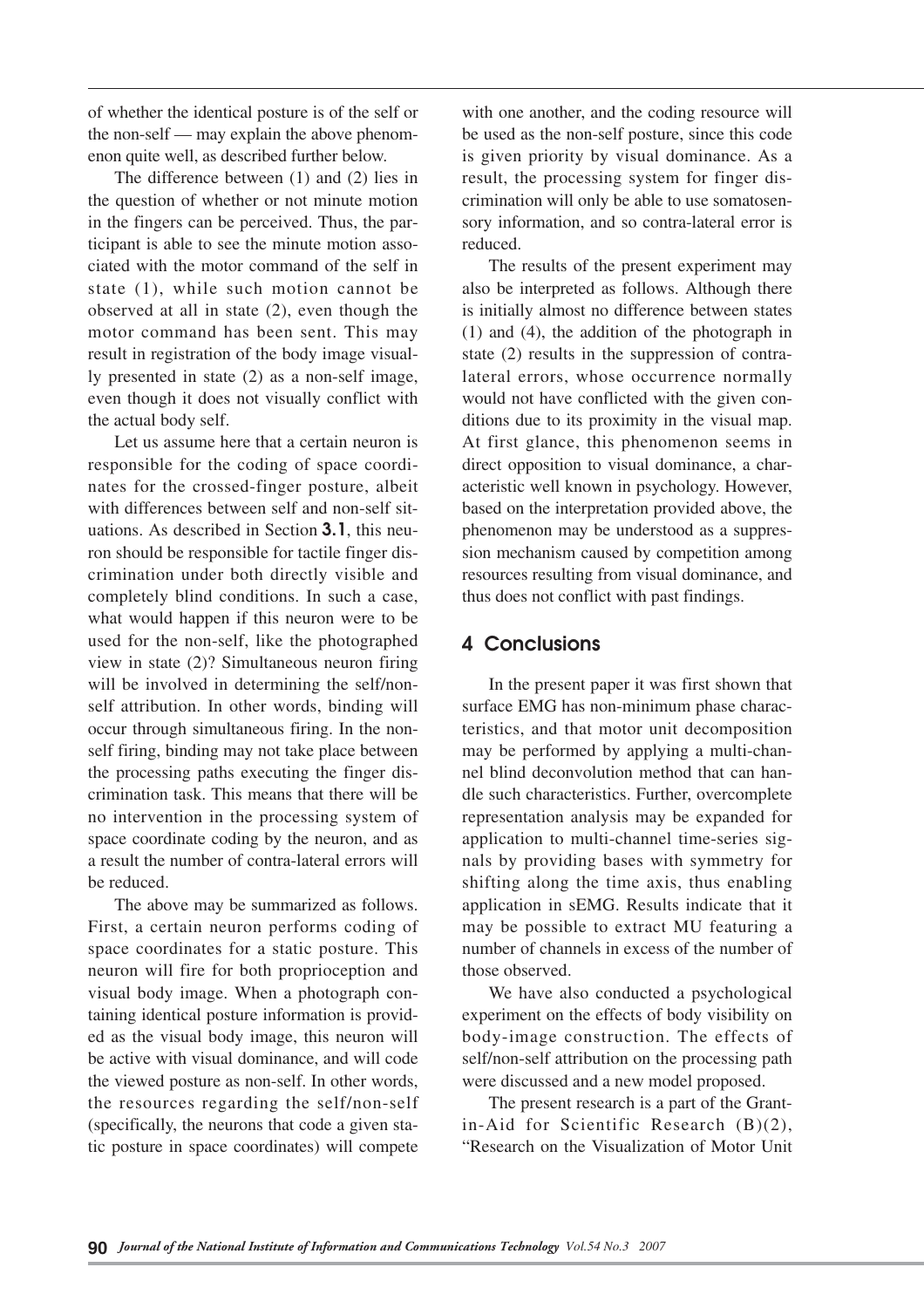of whether the identical posture is of the self or the non-self — may explain the above phenomenon quite well, as described further below.

The difference between (1) and (2) lies in the question of whether or not minute motion in the fingers can be perceived. Thus, the participant is able to see the minute motion associated with the motor command of the self in state (1), while such motion cannot be observed at all in state (2), even though the motor command has been sent. This may result in registration of the body image visually presented in state (2) as a non-self image, even though it does not visually conflict with the actual body self.

Let us assume here that a certain neuron is responsible for the coding of space coordinates for the crossed-finger posture, albeit with differences between self and non-self situations. As described in Section **3.1**, this neuron should be responsible for tactile finger discrimination under both directly visible and completely blind conditions. In such a case, what would happen if this neuron were to be used for the non-self, like the photographed view in state (2)? Simultaneous neuron firing will be involved in determining the self/non-self attribution. In other words, binding will occur through simultaneous firing. In the non-self firing, binding may not take place between the processing paths executing the finger discrimination task. This means that there will be no intervention in the processing system of space coordinate coding by the neuron, and as a result the number of contra-lateral errors will be reduced.

The above may be summarized as follows. First, a certain neuron performs coding of space coordinates for a static posture. This neuron will fire for both proprioception and visual body image. When a photograph containing identical posture information is provided as the visual body image, this neuron will be active with visual dominance, and will code the viewed posture as non-self. In other words, the resources regarding the self/non-self (specifically, the neurons that code a given static posture in space coordinates) will compete with one another, and the coding resource will be used as the non-self posture, since this code is given priority by visual dominance. As a result, the processing system for finger discrimination will only be able to use somatosensory information, and so contra-lateral error is reduced.

The results of the present experiment may also be interpreted as follows. Although there is initially almost no difference between states (1) and (4), the addition of the photograph in state (2) results in the suppression of contra-lateral errors, whose occurrence normally would not have conflicted with the given conditions due to its proximity in the visual map. At first glance, this phenomenon seems in direct opposition to visual dominance, a characteristic well known in psychology. However, based on the interpretation provided above, the phenomenon may be understood as a suppression mechanism caused by competition among resources resulting from visual dominance, and thus does not conflict with past findings.

## 4 Conclusions

In the present paper it was first shown that surface EMG has non-minimum phase characteristics, and that motor unit decomposition may be performed by applying a multi-channel blind deconvolution method that can handle such characteristics. Further, overcomplete representation analysis may be expanded for application to multi-channel time-series signals by providing bases with symmetry for shifting along the time axis, thus enabling application in sEMG. Results indicate that it may be possible to extract MU featuring a number of channels in excess of the number of those observed.

We have also conducted a psychological experiment on the effects of body visibility on body-image construction. The effects of self/non-self attribution on the processing path were discussed and a new model proposed.

The present research is a part of the Grant-in-Aid for Scientific Research (B)(2), "Research on the Visualization of Motor Unit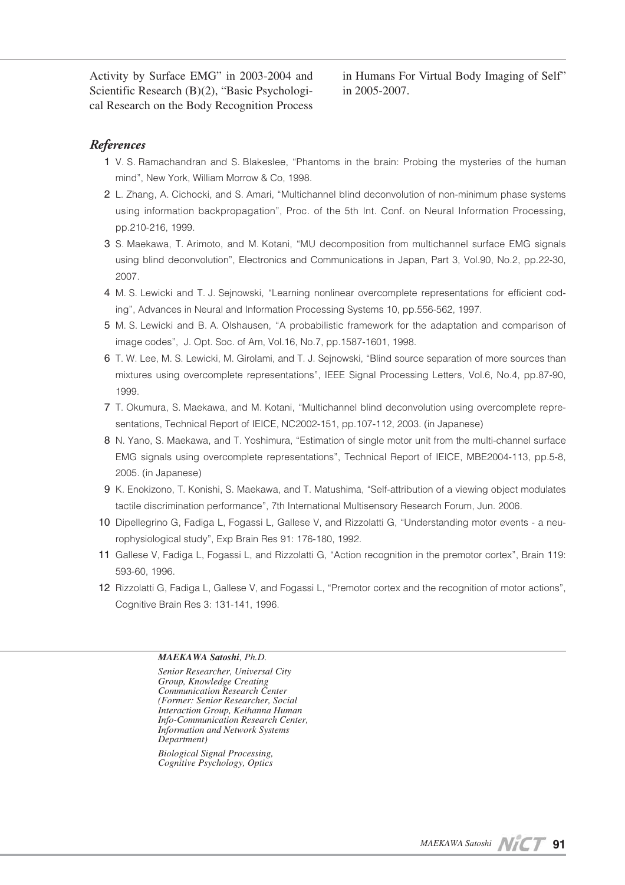Activity by Surface EMG" in 2003-2004 and Scientific Research (B)(2), "Basic Psychological Research on the Body Recognition Process in Humans For Virtual Body Imaging of Self" in 2005-2007.

## *References*

1. V. S. Ramachandran and S. Blakeslee, "Phantoms in the brain: Probing the mysteries of the human mind", New York, William Morrow & Co, 1998.
2. L. Zhang, A. Cichocki, and S. Amari, "Multichannel blind deconvolution of non-minimum phase systems using information backpropagation", Proc. of the 5th Int. Conf. on Neural Information Processing, pp.210-216, 1999.
3. S. Maekawa, T. Arimoto, and M. Kotani, "MU decomposition from multichannel surface EMG signals using blind deconvolution", Electronics and Communications in Japan, Part 3, Vol.90, No.2, pp.22-30, 2007.
4. M. S. Lewicki and T. J. Sejnowski, "Learning nonlinear overcomplete representations for efficient coding", Advances in Neural and Information Processing Systems 10, pp.556-562, 1997.
5. M. S. Lewicki and B. A. Olshausen, "A probabilistic framework for the adaptation and comparison of image codes", J. Opt. Soc. of Am, Vol.16, No.7, pp.1587-1601, 1998.
6. T. W. Lee, M. S. Lewicki, M. Girolami, and T. J. Sejnowski, "Blind source separation of more sources than mixtures using overcomplete representations", IEEE Signal Processing Letters, Vol.6, No.4, pp.87-90, 1999.
7. T. Okumura, S. Maekawa, and M. Kotani, "Multichannel blind deconvolution using overcomplete representations, Technical Report of IEICE, NC2002-151, pp.107-112, 2003. (in Japanese)
8. N. Yano, S. Maekawa, and T. Yoshimura, "Estimation of single motor unit from the multi-channel surface EMG signals using overcomplete representations", Technical Report of IEICE, MBE2004-113, pp.5-8, 2005. (in Japanese)
9. K. Enokizono, T. Konishi, S. Maekawa, and T. Matushima, "Self-attribution of a viewing object modulates tactile discrimination performance", 7th International Multisensory Research Forum, Jun. 2006.
10. Dipellegrino G, Fadiga L, Fogassi L, Gallese V, and Rizzolatti G, "Understanding motor events - a neurophysiological study", Exp Brain Res 91: 176-180, 1992.
11. Gallese V, Fadiga L, Fogassi L, and Rizzolatti G, "Action recognition in the premotor cortex", Brain 119: 593-60, 1996.
12. Rizzolatti G, Fadiga L, Gallese V, and Fogassi L, "Premotor cortex and the recognition of motor actions", Cognitive Brain Res 3: 131-141, 1996.

***MAEKAWA Satoshi**, Ph.D.*

*Senior Researcher, Universal City Group, Knowledge Creating Communication Research Center (Former: Senior Researcher, Social Interaction Group, Keihanna Human Info-Communication Research Center, Information and Network Systems Department)*

*Biological Signal Processing, Cognitive Psychology, Optics*